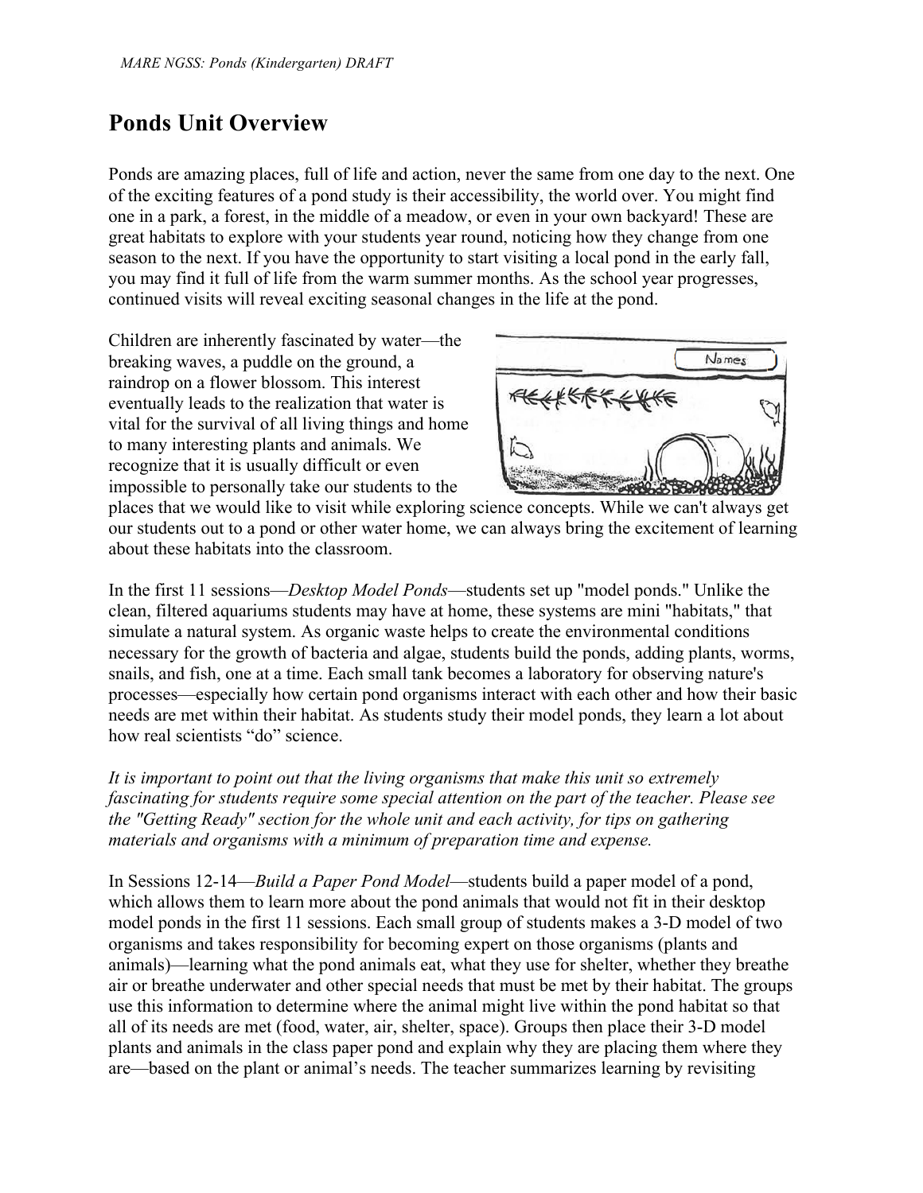# Ponds Unit Overview

Ponds are amazing places, full of life and action, never the same from one day to the next. One of the exciting features of a pond study is their accessibility, the world over. You might find one in a park, a forest, in the middle of a meadow, or even in your own backyard! These are great habitats to explore with your students year round, noticing how they change from one season to the next. If you have the opportunity to start visiting a local pond in the early fall, you may find it full of life from the warm summer months. As the school year progresses, continued visits will reveal exciting seasonal changes in the life at the pond.

Children are inherently fascinated by water—the breaking waves, a puddle on the ground, a raindrop on a flower blossom. This interest eventually leads to the realization that water is vital for the survival of all living things and home to many interesting plants and animals. We recognize that it is usually difficult or even impossible to personally take our students to the places that we would like to visit while exploring science concepts. While we can't always get our students out to a pond or other water home, we can always bring the excitement of learning about these habitats into the classroom.

In the first 11 sessions—*Desktop Model Ponds*—students set up "model ponds." Unlike the clean, filtered aquariums students may have at home, these systems are mini "habitats," that simulate a natural system. As organic waste helps to create the environmental conditions necessary for the growth of bacteria and algae, students build the ponds, adding plants, worms, snails, and fish, one at a time. Each small tank becomes a laboratory for observing nature's processes—especially how certain pond organisms interact with each other and how their basic needs are met within their habitat. As students study their model ponds, they learn a lot about how real scientists "do" science.

*It is important to point out that the living organisms that make this unit so extremely fascinating for students require some special attention on the part of the teacher. Please see the "Getting Ready" section for the whole unit and each activity, for tips on gathering materials and organisms with a minimum of preparation time and expense.*

In Sessions 12-14—*Build a Paper Pond Model*—students build a paper model of a pond, which allows them to learn more about the pond animals that would not fit in their desktop model ponds in the first 11 sessions. Each small group of students makes a 3-D model of two organisms and takes responsibility for becoming expert on those organisms (plants and animals)—learning what the pond animals eat, what they use for shelter, whether they breathe air or breathe underwater and other special needs that must be met by their habitat. The groups use this information to determine where the animal might live within the pond habitat so that all of its needs are met (food, water, air, shelter, space). Groups then place their 3-D model plants and animals in the class paper pond and explain why they are placing them where they are—based on the plant or animal's needs. The teacher summarizes learning by revisiting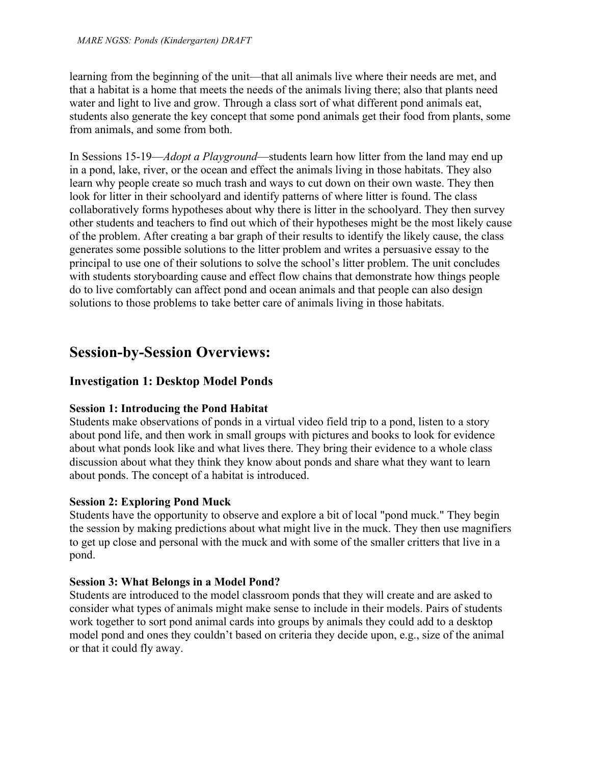learning from the beginning of the unit—that all animals live where their needs are met, and that a habitat is a home that meets the needs of the animals living there; also that plants need water and light to live and grow. Through a class sort of what different pond animals eat, students also generate the key concept that some pond animals get their food from plants, some from animals, and some from both.

In Sessions 15-19—*Adopt a Playground*—students learn how litter from the land may end up in a pond, lake, river, or the ocean and effect the animals living in those habitats. They also learn why people create so much trash and ways to cut down on their own waste. They then look for litter in their schoolyard and identify patterns of where litter is found. The class collaboratively forms hypotheses about why there is litter in the schoolyard. They then survey other students and teachers to find out which of their hypotheses might be the most likely cause of the problem. After creating a bar graph of their results to identify the likely cause, the class generates some possible solutions to the litter problem and writes a persuasive essay to the principal to use one of their solutions to solve the school's litter problem. The unit concludes with students storyboarding cause and effect flow chains that demonstrate how things people do to live comfortably can affect pond and ocean animals and that people can also design solutions to those problems to take better care of animals living in those habitats.

## Session-by-Session Overviews:

### Investigation 1: Desktop Model Ponds

**Session 1: Introducing the Pond Habitat**
Students make observations of ponds in a virtual video field trip to a pond, listen to a story about pond life, and then work in small groups with pictures and books to look for evidence about what ponds look like and what lives there. They bring their evidence to a whole class discussion about what they think they know about ponds and share what they want to learn about ponds. The concept of a habitat is introduced.

**Session 2: Exploring Pond Muck**
Students have the opportunity to observe and explore a bit of local "pond muck." They begin the session by making predictions about what might live in the muck. They then use magnifiers to get up close and personal with the muck and with some of the smaller critters that live in a pond.

**Session 3: What Belongs in a Model Pond?**
Students are introduced to the model classroom ponds that they will create and are asked to consider what types of animals might make sense to include in their models. Pairs of students work together to sort pond animal cards into groups by animals they could add to a desktop model pond and ones they couldn't based on criteria they decide upon, e.g., size of the animal or that it could fly away.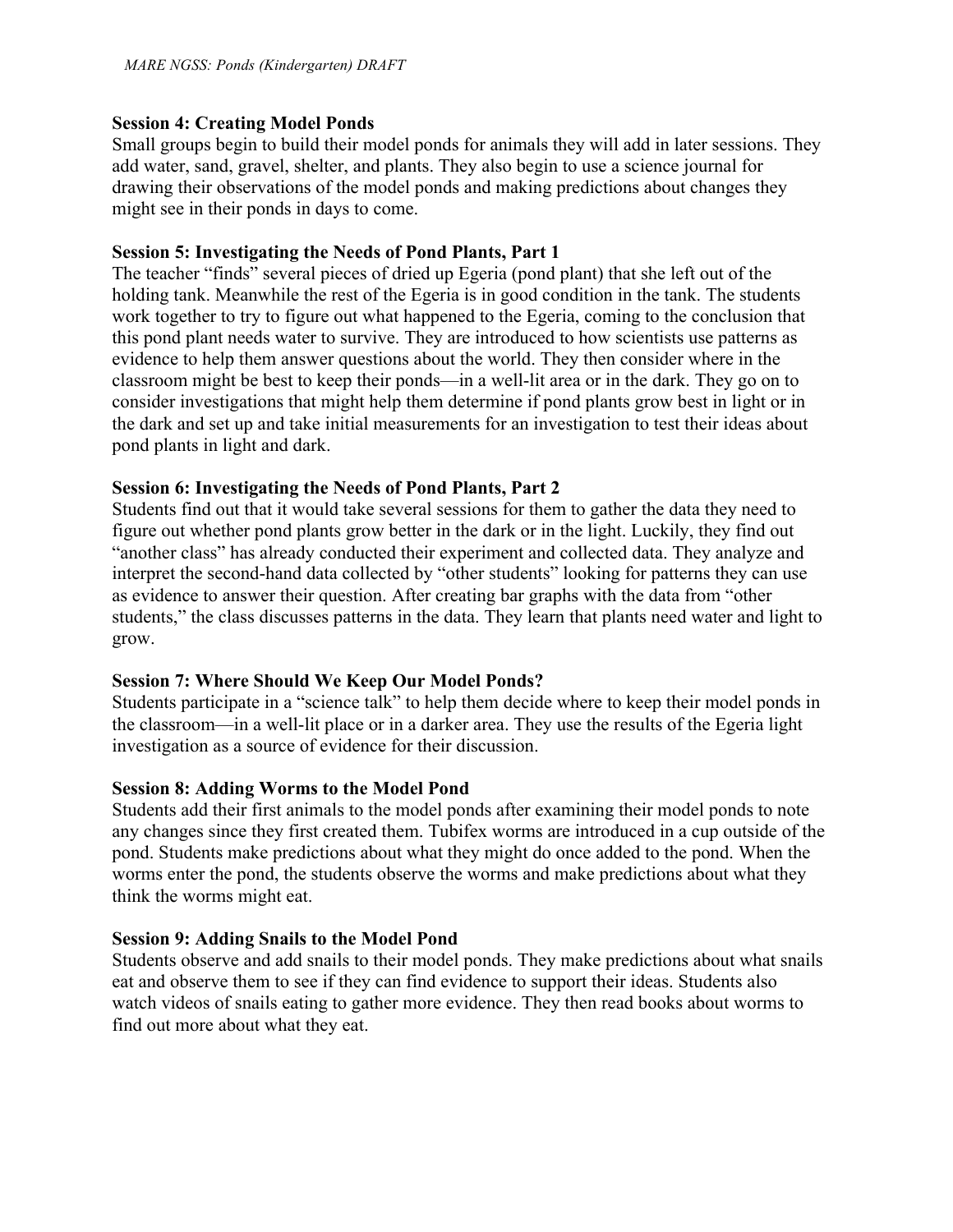**Session 4: Creating Model Ponds**
Small groups begin to build their model ponds for animals they will add in later sessions. They add water, sand, gravel, shelter, and plants. They also begin to use a science journal for drawing their observations of the model ponds and making predictions about changes they might see in their ponds in days to come.

**Session 5: Investigating the Needs of Pond Plants, Part 1**
The teacher "finds" several pieces of dried up Egeria (pond plant) that she left out of the holding tank. Meanwhile the rest of the Egeria is in good condition in the tank. The students work together to try to figure out what happened to the Egeria, coming to the conclusion that this pond plant needs water to survive. They are introduced to how scientists use patterns as evidence to help them answer questions about the world. They then consider where in the classroom might be best to keep their ponds—in a well-lit area or in the dark. They go on to consider investigations that might help them determine if pond plants grow best in light or in the dark and set up and take initial measurements for an investigation to test their ideas about pond plants in light and dark.

**Session 6: Investigating the Needs of Pond Plants, Part 2**
Students find out that it would take several sessions for them to gather the data they need to figure out whether pond plants grow better in the dark or in the light. Luckily, they find out "another class" has already conducted their experiment and collected data. They analyze and interpret the second-hand data collected by "other students" looking for patterns they can use as evidence to answer their question. After creating bar graphs with the data from "other students," the class discusses patterns in the data. They learn that plants need water and light to grow.

**Session 7: Where Should We Keep Our Model Ponds?**
Students participate in a "science talk" to help them decide where to keep their model ponds in the classroom—in a well-lit place or in a darker area. They use the results of the Egeria light investigation as a source of evidence for their discussion.

**Session 8: Adding Worms to the Model Pond**
Students add their first animals to the model ponds after examining their model ponds to note any changes since they first created them. Tubifex worms are introduced in a cup outside of the pond. Students make predictions about what they might do once added to the pond. When the worms enter the pond, the students observe the worms and make predictions about what they think the worms might eat.

**Session 9: Adding Snails to the Model Pond**
Students observe and add snails to their model ponds. They make predictions about what snails eat and observe them to see if they can find evidence to support their ideas. Students also watch videos of snails eating to gather more evidence. They then read books about worms to find out more about what they eat.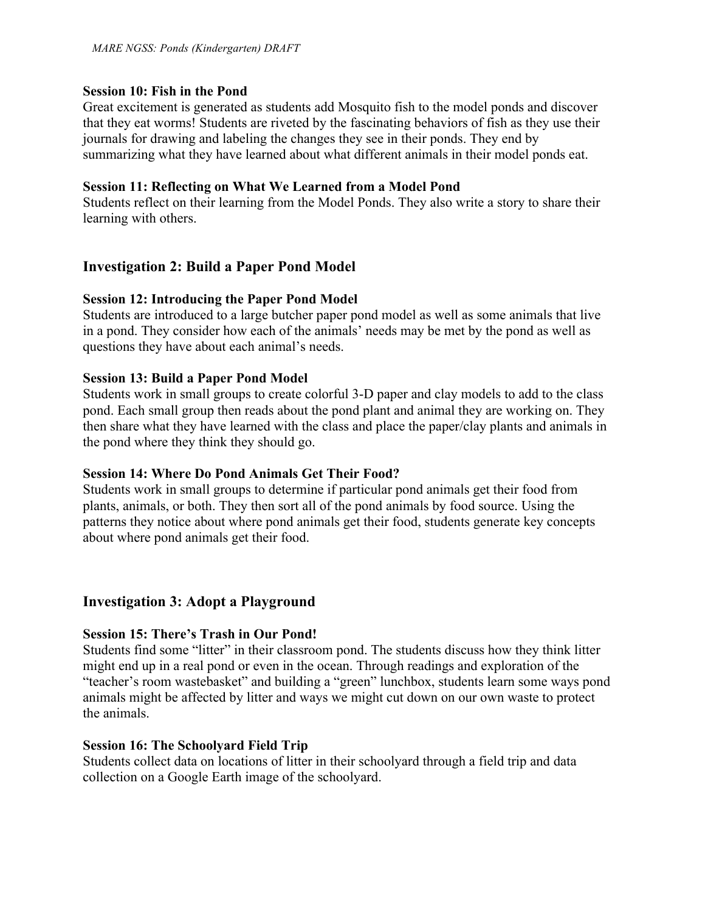**Session 10: Fish in the Pond**
Great excitement is generated as students add Mosquito fish to the model ponds and discover that they eat worms! Students are riveted by the fascinating behaviors of fish as they use their journals for drawing and labeling the changes they see in their ponds. They end by summarizing what they have learned about what different animals in their model ponds eat.

**Session 11: Reflecting on What We Learned from a Model Pond**
Students reflect on their learning from the Model Ponds. They also write a story to share their learning with others.

## Investigation 2: Build a Paper Pond Model

**Session 12: Introducing the Paper Pond Model**
Students are introduced to a large butcher paper pond model as well as some animals that live in a pond. They consider how each of the animals' needs may be met by the pond as well as questions they have about each animal's needs.

**Session 13: Build a Paper Pond Model**
Students work in small groups to create colorful 3-D paper and clay models to add to the class pond. Each small group then reads about the pond plant and animal they are working on. They then share what they have learned with the class and place the paper/clay plants and animals in the pond where they think they should go.

**Session 14: Where Do Pond Animals Get Their Food?**
Students work in small groups to determine if particular pond animals get their food from plants, animals, or both. They then sort all of the pond animals by food source. Using the patterns they notice about where pond animals get their food, students generate key concepts about where pond animals get their food.

## Investigation 3: Adopt a Playground

**Session 15: There's Trash in Our Pond!**
Students find some "litter" in their classroom pond. The students discuss how they think litter might end up in a real pond or even in the ocean. Through readings and exploration of the "teacher's room wastebasket" and building a "green" lunchbox, students learn some ways pond animals might be affected by litter and ways we might cut down on our own waste to protect the animals.

**Session 16: The Schoolyard Field Trip**
Students collect data on locations of litter in their schoolyard through a field trip and data collection on a Google Earth image of the schoolyard.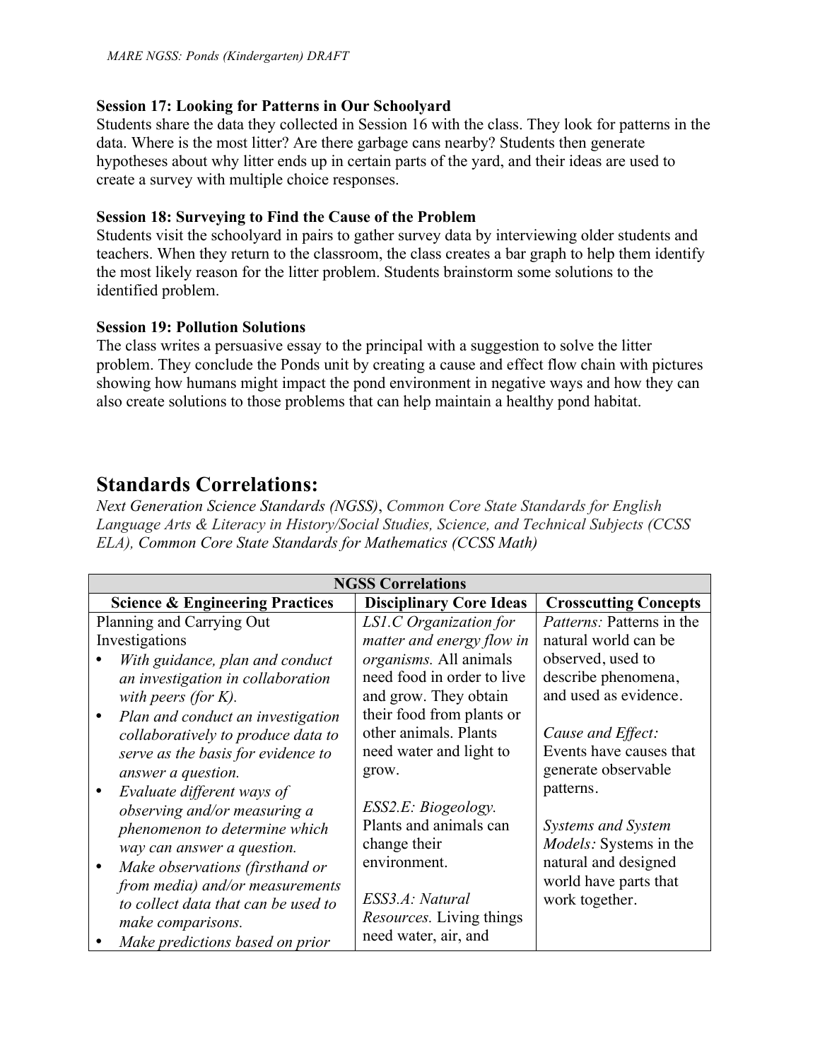**Session 17: Looking for Patterns in Our Schoolyard**
Students share the data they collected in Session 16 with the class. They look for patterns in the data. Where is the most litter? Are there garbage cans nearby? Students then generate hypotheses about why litter ends up in certain parts of the yard, and their ideas are used to create a survey with multiple choice responses.

**Session 18: Surveying to Find the Cause of the Problem**
Students visit the schoolyard in pairs to gather survey data by interviewing older students and teachers. When they return to the classroom, the class creates a bar graph to help them identify the most likely reason for the litter problem. Students brainstorm some solutions to the identified problem.

**Session 19: Pollution Solutions**
The class writes a persuasive essay to the principal with a suggestion to solve the litter problem. They conclude the Ponds unit by creating a cause and effect flow chain with pictures showing how humans might impact the pond environment in negative ways and how they can also create solutions to those problems that can help maintain a healthy pond habitat.

## Standards Correlations:

*Next Generation Science Standards (NGSS)*, *Common Core State Standards for English Language Arts & Literacy in History/Social Studies, Science, and Technical Subjects (CCSS ELA), Common Core State Standards for Mathematics (CCSS Math)*

| NGSS Correlations | | |
|---|---|---|
| **Science & Engineering Practices** | **Disciplinary Core Ideas** | **Crosscutting Concepts** |
| Planning and Carrying Out Investigations<br>• *With guidance, plan and conduct an investigation in collaboration with peers (for K).*<br>• *Plan and conduct an investigation collaboratively to produce data to serve as the basis for evidence to answer a question.*<br>• *Evaluate different ways of observing and/or measuring a phenomenon to determine which way can answer a question.*<br>• *Make observations (firsthand or from media) and/or measurements to collect data that can be used to make comparisons.*<br>• *Make predictions based on prior* | *LS1.C Organization for matter and energy flow in organisms.* All animals need food in order to live and grow. They obtain their food from plants or other animals. Plants need water and light to grow.<br><br>*ESS2.E: Biogeology.* Plants and animals can change their environment.<br><br>*ESS3.A: Natural Resources.* Living things need water, air, and | *Patterns:* Patterns in the natural world can be observed, used to describe phenomena, and used as evidence.<br><br>*Cause and Effect:* Events have causes that generate observable patterns.<br><br>*Systems and System Models:* Systems in the natural and designed world have parts that work together. |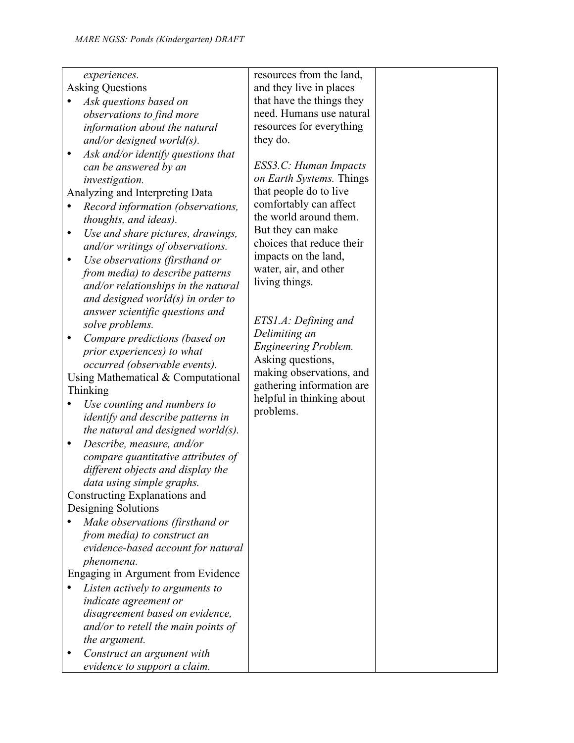| | | |
|---|---|---|
| *experiences.*<br>Asking Questions<br>• *Ask questions based on observations to find more information about the natural and/or designed world(s).*<br>• *Ask and/or identify questions that can be answered by an investigation.*<br>Analyzing and Interpreting Data<br>• *Record information (observations, thoughts, and ideas).*<br>• *Use and share pictures, drawings, and/or writings of observations.*<br>• *Use observations (firsthand or from media) to describe patterns and/or relationships in the natural and designed world(s) in order to answer scientific questions and solve problems.*<br>• *Compare predictions (based on prior experiences) to what occurred (observable events).*<br>Using Mathematical & Computational Thinking<br>• *Use counting and numbers to identify and describe patterns in the natural and designed world(s).*<br>• *Describe, measure, and/or compare quantitative attributes of different objects and display the data using simple graphs.*<br>Constructing Explanations and Designing Solutions<br>• *Make observations (firsthand or from media) to construct an evidence-based account for natural phenomena.*<br>Engaging in Argument from Evidence<br>• *Listen actively to arguments to indicate agreement or disagreement based on evidence, and/or to retell the main points of the argument.*<br>• *Construct an argument with evidence to support a claim.* | resources from the land, and they live in places that have the things they need. Humans use natural resources for everything they do.<br><br>*ESS3.C: Human Impacts on Earth Systems.* Things that people do to live comfortably can affect the world around them. But they can make choices that reduce their impacts on the land, water, air, and other living things.<br><br>*ETS1.A: Defining and Delimiting an Engineering Problem.* Asking questions, making observations, and gathering information are helpful in thinking about problems. | |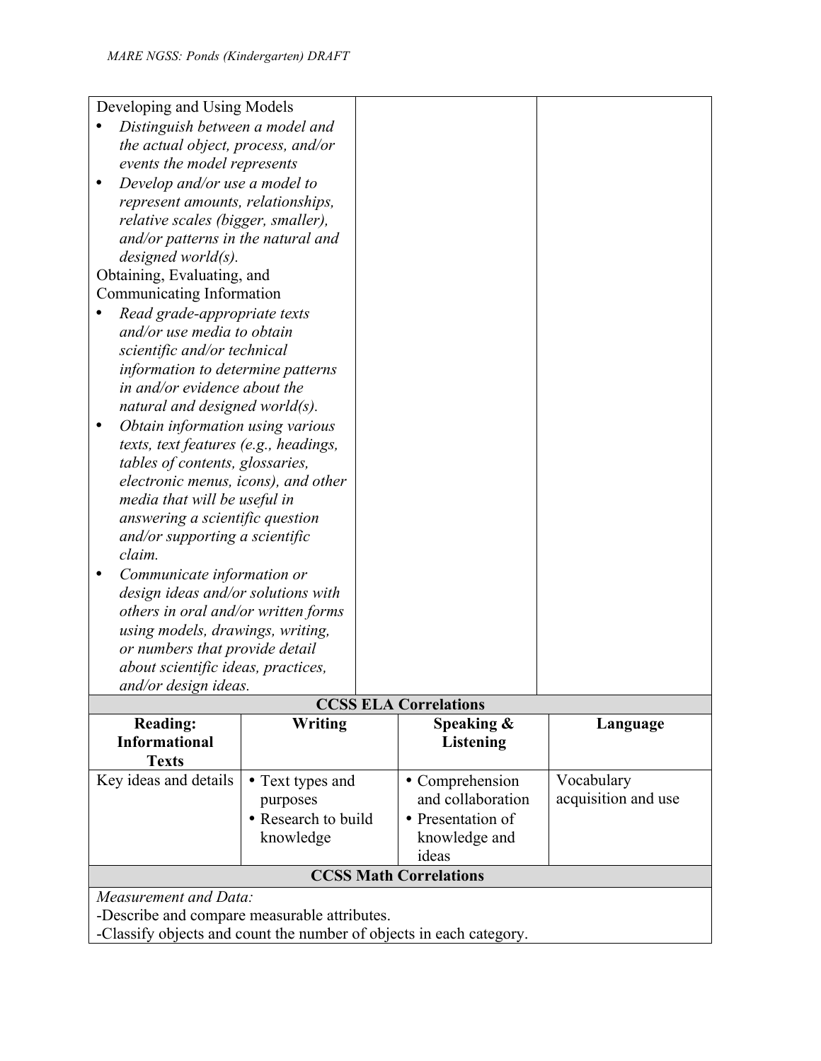| Developing and Using Models<br>• *Distinguish between a model and the actual object, process, and/or events the model represents*<br>• *Develop and/or use a model to represent amounts, relationships, relative scales (bigger, smaller), and/or patterns in the natural and designed world(s).*<br>Obtaining, Evaluating, and Communicating Information<br>• *Read grade-appropriate texts and/or use media to obtain scientific and/or technical information to determine patterns in and/or evidence about the natural and designed world(s).*<br>• *Obtain information using various texts, text features (e.g., headings, tables of contents, glossaries, electronic menus, icons), and other media that will be useful in answering a scientific question and/or supporting a scientific claim.*<br>• *Communicate information or design ideas and/or solutions with others in oral and/or written forms using models, drawings, writing, or numbers that provide detail about scientific ideas, practices, and/or design ideas.* | | |
|---|---|---|

**CCSS ELA Correlations**

| Reading: Informational Texts | Writing | Speaking & Listening | Language |
|---|---|---|---|
| Key ideas and details | • Text types and purposes<br>• Research to build knowledge | • Comprehension and collaboration<br>• Presentation of knowledge and ideas | Vocabulary acquisition and use |

**CCSS Math Correlations**

*Measurement and Data:*

-Describe and compare measurable attributes.

-Classify objects and count the number of objects in each category.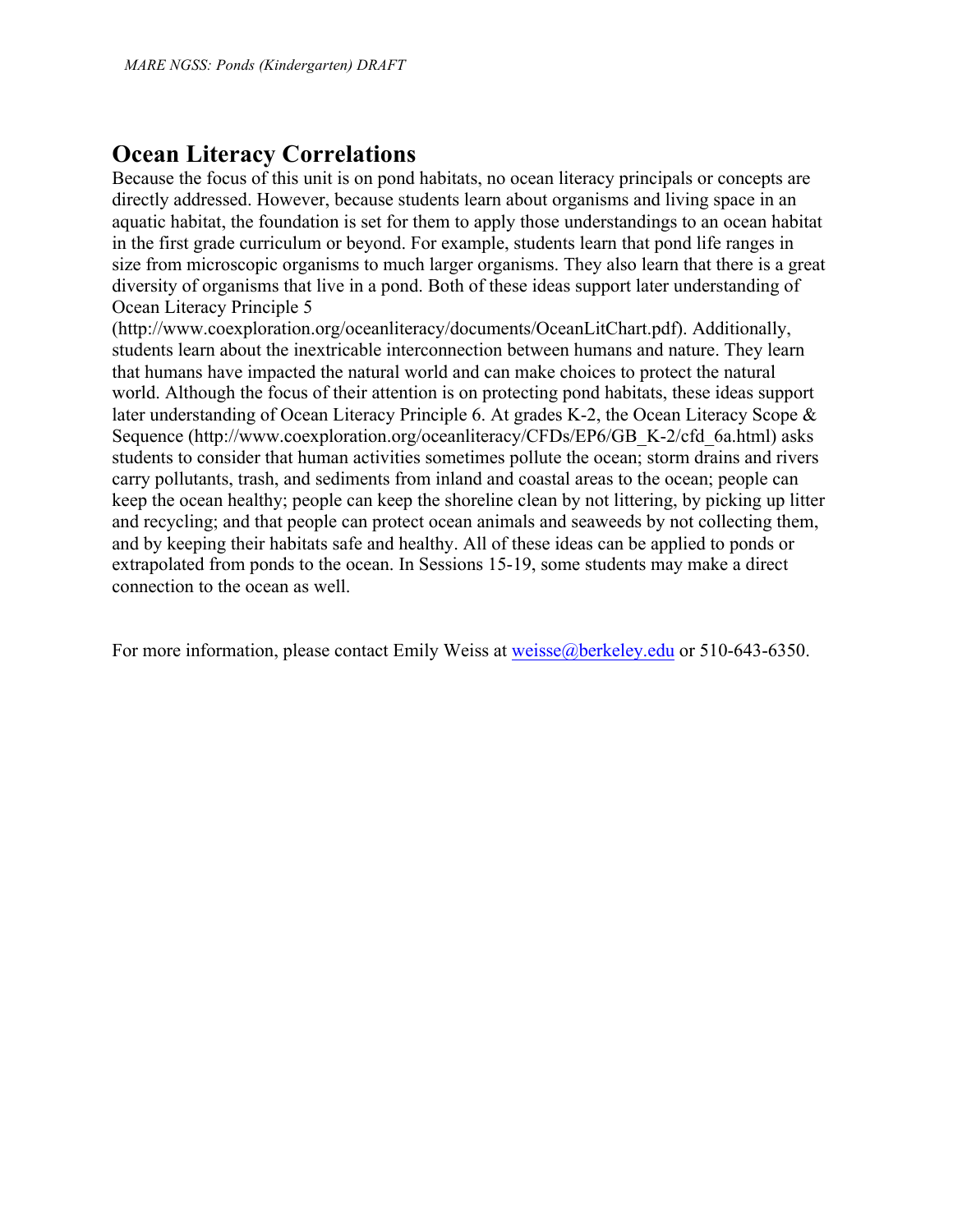## Ocean Literacy Correlations

Because the focus of this unit is on pond habitats, no ocean literacy principals or concepts are directly addressed. However, because students learn about organisms and living space in an aquatic habitat, the foundation is set for them to apply those understandings to an ocean habitat in the first grade curriculum or beyond. For example, students learn that pond life ranges in size from microscopic organisms to much larger organisms. They also learn that there is a great diversity of organisms that live in a pond. Both of these ideas support later understanding of Ocean Literacy Principle 5 (http://www.coexploration.org/oceanliteracy/documents/OceanLitChart.pdf). Additionally, students learn about the inextricable interconnection between humans and nature. They learn that humans have impacted the natural world and can make choices to protect the natural world. Although the focus of their attention is on protecting pond habitats, these ideas support later understanding of Ocean Literacy Principle 6. At grades K-2, the Ocean Literacy Scope & Sequence (http://www.coexploration.org/oceanliteracy/CFDs/EP6/GB_K-2/cfd_6a.html) asks students to consider that human activities sometimes pollute the ocean; storm drains and rivers carry pollutants, trash, and sediments from inland and coastal areas to the ocean; people can keep the ocean healthy; people can keep the shoreline clean by not littering, by picking up litter and recycling; and that people can protect ocean animals and seaweeds by not collecting them, and by keeping their habitats safe and healthy. All of these ideas can be applied to ponds or extrapolated from ponds to the ocean. In Sessions 15-19, some students may make a direct connection to the ocean as well.

For more information, please contact Emily Weiss at weisse@berkeley.edu or 510-643-6350.